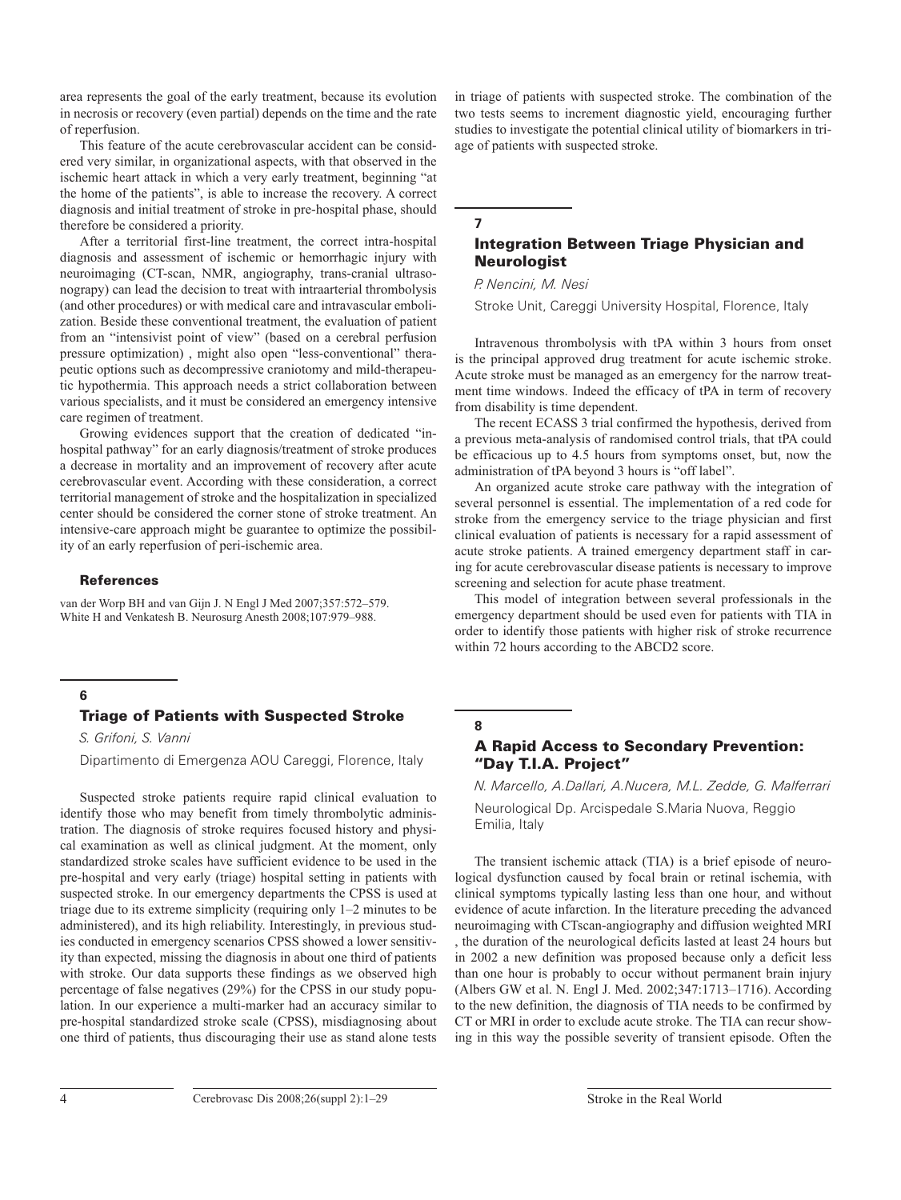area represents the goal of the early treatment, because its evolution in necrosis or recovery (even partial) depends on the time and the rate of reperfusion.

This feature of the acute cerebrovascular accident can be considered very similar, in organizational aspects, with that observed in the ischemic heart attack in which a very early treatment, beginning "at the home of the patients", is able to increase the recovery. A correct diagnosis and initial treatment of stroke in pre-hospital phase, should therefore be considered a priority.

After a territorial first-line treatment, the correct intra-hospital diagnosis and assessment of ischemic or hemorrhagic injury with neuroimaging (CT-scan, NMR, angiography, trans-cranial ultrasonograpy) can lead the decision to treat with intraarterial thrombolysis (and other procedures) or with medical care and intravascular embolization. Beside these conventional treatment, the evaluation of patient from an "intensivist point of view" (based on a cerebral perfusion pressure optimization) , might also open "less-conventional" therapeutic options such as decompressive craniotomy and mild-therapeutic hypothermia. This approach needs a strict collaboration between various specialists, and it must be considered an emergency intensive care regimen of treatment.

Growing evidences support that the creation of dedicated "in-hospital pathway" for an early diagnosis/treatment of stroke produces a decrease in mortality and an improvement of recovery after acute cerebrovascular event. According with these consideration, a correct territorial management of stroke and the hospitalization in specialized center should be considered the corner stone of stroke treatment. An intensive-care approach might be guarantee to optimize the possibility of an early reperfusion of peri-ischemic area.

#### References

van der Worp BH and van Gijn J. N Engl J Med 2007;357:572–579.
White H and Venkatesh B. Neurosurg Anesth 2008;107:979–988.

## 6

## Triage of Patients with Suspected Stroke

*S. Grifoni, S. Vanni*

Dipartimento di Emergenza AOU Careggi, Florence, Italy

Suspected stroke patients require rapid clinical evaluation to identify those who may benefit from timely thrombolytic administration. The diagnosis of stroke requires focused history and physical examination as well as clinical judgment. At the moment, only standardized stroke scales have sufficient evidence to be used in the pre-hospital and very early (triage) hospital setting in patients with suspected stroke. In our emergency departments the CPSS is used at triage due to its extreme simplicity (requiring only 1–2 minutes to be administered), and its high reliability. Interestingly, in previous studies conducted in emergency scenarios CPSS showed a lower sensitivity than expected, missing the diagnosis in about one third of patients with stroke. Our data supports these findings as we observed high percentage of false negatives (29%) for the CPSS in our study population. In our experience a multi-marker had an accuracy similar to pre-hospital standardized stroke scale (CPSS), misdiagnosing about one third of patients, thus discouraging their use as stand alone tests in triage of patients with suspected stroke. The combination of the two tests seems to increment diagnostic yield, encouraging further studies to investigate the potential clinical utility of biomarkers in triage of patients with suspected stroke.

## 7

## Integration Between Triage Physician and Neurologist

*P. Nencini, M. Nesi*

Stroke Unit, Careggi University Hospital, Florence, Italy

Intravenous thrombolysis with tPA within 3 hours from onset is the principal approved drug treatment for acute ischemic stroke. Acute stroke must be managed as an emergency for the narrow treatment time windows. Indeed the efficacy of tPA in term of recovery from disability is time dependent.

The recent ECASS 3 trial confirmed the hypothesis, derived from a previous meta-analysis of randomised control trials, that tPA could be efficacious up to 4.5 hours from symptoms onset, but, now the administration of tPA beyond 3 hours is "off label".

An organized acute stroke care pathway with the integration of several personnel is essential. The implementation of a red code for stroke from the emergency service to the triage physician and first clinical evaluation of patients is necessary for a rapid assessment of acute stroke patients. A trained emergency department staff in caring for acute cerebrovascular disease patients is necessary to improve screening and selection for acute phase treatment.

This model of integration between several professionals in the emergency department should be used even for patients with TIA in order to identify those patients with higher risk of stroke recurrence within 72 hours according to the ABCD2 score.

## 8

## A Rapid Access to Secondary Prevention: "Day T.I.A. Project"

*N. Marcello, A.Dallari, A.Nucera, M.L. Zedde, G. Malferrari*

Neurological Dp. Arcispedale S.Maria Nuova, Reggio Emilia, Italy

The transient ischemic attack (TIA) is a brief episode of neurological dysfunction caused by focal brain or retinal ischemia, with clinical symptoms typically lasting less than one hour, and without evidence of acute infarction. In the literature preceding the advanced neuroimaging with CTscan-angiography and diffusion weighted MRI , the duration of the neurological deficits lasted at least 24 hours but in 2002 a new definition was proposed because only a deficit less than one hour is probably to occur without permanent brain injury (Albers GW et al. N. Engl J. Med. 2002;347:1713–1716). According to the new definition, the diagnosis of TIA needs to be confirmed by CT or MRI in order to exclude acute stroke. The TIA can recur showing in this way the possible severity of transient episode. Often the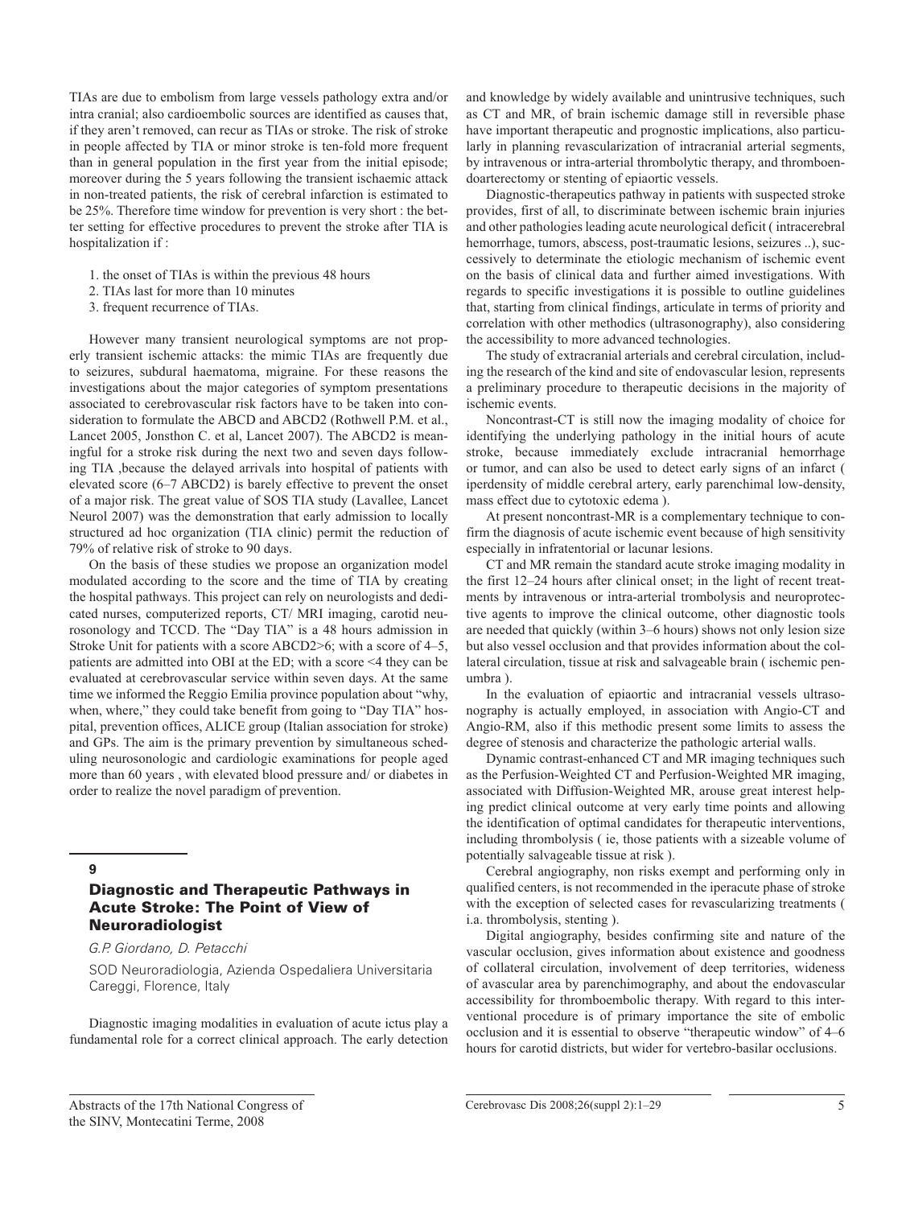TIAs are due to embolism from large vessels pathology extra and/or intra cranial; also cardioembolic sources are identified as causes that, if they aren't removed, can recur as TIAs or stroke. The risk of stroke in people affected by TIA or minor stroke is ten-fold more frequent than in general population in the first year from the initial episode; moreover during the 5 years following the transient ischaemic attack in non-treated patients, the risk of cerebral infarction is estimated to be 25%. Therefore time window for prevention is very short : the better setting for effective procedures to prevent the stroke after TIA is hospitalization if :

1. the onset of TIAs is within the previous 48 hours
2. TIAs last for more than 10 minutes
3. frequent recurrence of TIAs.

However many transient neurological symptoms are not properly transient ischemic attacks: the mimic TIAs are frequently due to seizures, subdural haematoma, migraine. For these reasons the investigations about the major categories of symptom presentations associated to cerebrovascular risk factors have to be taken into consideration to formulate the ABCD and ABCD2 (Rothwell P.M. et al., Lancet 2005, Jonsthon C. et al, Lancet 2007). The ABCD2 is meaningful for a stroke risk during the next two and seven days following TIA ,because the delayed arrivals into hospital of patients with elevated score (6–7 ABCD2) is barely effective to prevent the onset of a major risk. The great value of SOS TIA study (Lavallee, Lancet Neurol 2007) was the demonstration that early admission to locally structured ad hoc organization (TIA clinic) permit the reduction of 79% of relative risk of stroke to 90 days.

On the basis of these studies we propose an organization model modulated according to the score and the time of TIA by creating the hospital pathways. This project can rely on neurologists and dedicated nurses, computerized reports, CT/ MRI imaging, carotid neurosonology and TCCD. The "Day TIA" is a 48 hours admission in Stroke Unit for patients with a score ABCD2>6; with a score of 4–5, patients are admitted into OBI at the ED; with a score <4 they can be evaluated at cerebrovascular service within seven days. At the same time we informed the Reggio Emilia province population about "why, when, where," they could take benefit from going to "Day TIA" hospital, prevention offices, ALICE group (Italian association for stroke) and GPs. The aim is the primary prevention by simultaneous scheduling neurosonologic and cardiologic examinations for people aged more than 60 years , with elevated blood pressure and/ or diabetes in order to realize the novel paradigm of prevention.

**9**

## Diagnostic and Therapeutic Pathways in Acute Stroke: The Point of View of Neuroradiologist

*G.P. Giordano, D. Petacchi*

SOD Neuroradiologia, Azienda Ospedaliera Universitaria Careggi, Florence, Italy

Diagnostic imaging modalities in evaluation of acute ictus play a fundamental role for a correct clinical approach. The early detection and knowledge by widely available and unintrusive techniques, such as CT and MR, of brain ischemic damage still in reversible phase have important therapeutic and prognostic implications, also particularly in planning revascularization of intracranial arterial segments, by intravenous or intra-arterial thrombolytic therapy, and thromboendoarterectomy or stenting of epiaortic vessels.

Diagnostic-therapeutics pathway in patients with suspected stroke provides, first of all, to discriminate between ischemic brain injuries and other pathologies leading acute neurological deficit ( intracerebral hemorrhage, tumors, abscess, post-traumatic lesions, seizures ..), successively to determinate the etiologic mechanism of ischemic event on the basis of clinical data and further aimed investigations. With regards to specific investigations it is possible to outline guidelines that, starting from clinical findings, articulate in terms of priority and correlation with other methodics (ultrasonography), also considering the accessibility to more advanced technologies.

The study of extracranial arterials and cerebral circulation, including the research of the kind and site of endovascular lesion, represents a preliminary procedure to therapeutic decisions in the majority of ischemic events.

Noncontrast-CT is still now the imaging modality of choice for identifying the underlying pathology in the initial hours of acute stroke, because immediately exclude intracranial hemorrhage or tumor, and can also be used to detect early signs of an infarct ( iperdensity of middle cerebral artery, early parenchimal low-density, mass effect due to cytotoxic edema ).

At present noncontrast-MR is a complementary technique to confirm the diagnosis of acute ischemic event because of high sensitivity especially in infratentorial or lacunar lesions.

CT and MR remain the standard acute stroke imaging modality in the first 12–24 hours after clinical onset; in the light of recent treatments by intravenous or intra-arterial trombolysis and neuroprotective agents to improve the clinical outcome, other diagnostic tools are needed that quickly (within 3–6 hours) shows not only lesion size but also vessel occlusion and that provides information about the collateral circulation, tissue at risk and salvageable brain ( ischemic penumbra ).

In the evaluation of epiaortic and intracranial vessels ultrasonography is actually employed, in association with Angio-CT and Angio-RM, also if this methodic present some limits to assess the degree of stenosis and characterize the pathologic arterial walls.

Dynamic contrast-enhanced CT and MR imaging techniques such as the Perfusion-Weighted CT and Perfusion-Weighted MR imaging, associated with Diffusion-Weighted MR, arouse great interest helping predict clinical outcome at very early time points and allowing the identification of optimal candidates for therapeutic interventions, including thrombolysis ( ie, those patients with a sizeable volume of potentially salvageable tissue at risk ).

Cerebral angiography, non risks exempt and performing only in qualified centers, is not recommended in the iperacute phase of stroke with the exception of selected cases for revascularizing treatments ( i.a. thrombolysis, stenting ).

Digital angiography, besides confirming site and nature of the vascular occlusion, gives information about existence and goodness of collateral circulation, involvement of deep territories, wideness of avascular area by parenchimography, and about the endovascular accessibility for thromboembolic therapy. With regard to this interventional procedure is of primary importance the site of embolic occlusion and it is essential to observe "therapeutic window" of 4–6 hours for carotid districts, but wider for vertebro-basilar occlusions.